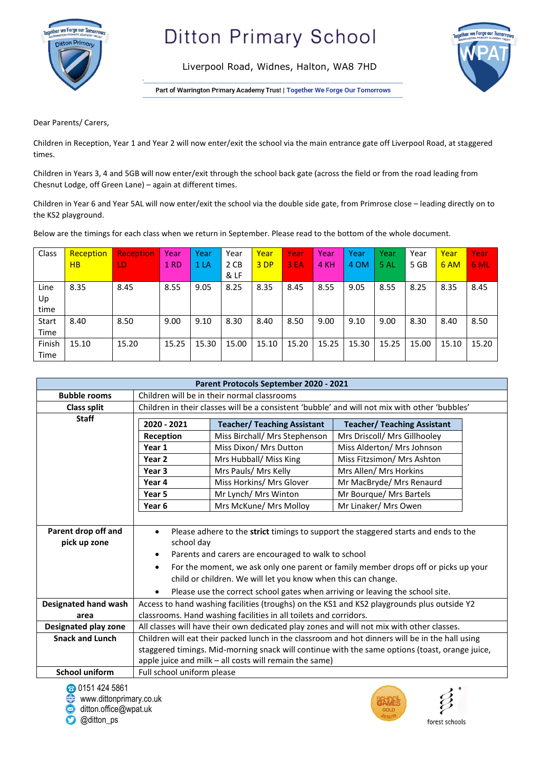# Ditton Primary School

Liverpool Road, Widnes, Halton, WA8 7HD

Part of Warrington Primary Academy Trust | Together We Forge Our Tomorrows

Dear Parents/ Carers,

Children in Reception, Year 1 and Year 2 will now enter/exit the school via the main entrance gate off Liverpool Road, at staggered times.

Children in Years 3, 4 and 5GB will now enter/exit through the school back gate (across the field or from the road leading from Chesnut Lodge, off Green Lane) – again at different times.

Children in Year 6 and Year 5AL will now enter/exit the school via the double side gate, from Primrose close – leading directly on to the KS2 playground.

Below are the timings for each class when we return in September. Please read to the bottom of the whole document.

| Class | Reception HB | Reception LD | Year 1 RD | Year 1 LA | Year 2 CB & LF | Year 3 DP | Year 3 EA | Year 4 KH | Year 4 OM | Year 5 AL | Year 5 GB | Year 6 AM | Year 6 ML |
|---|---|---|---|---|---|---|---|---|---|---|---|---|---|
| Line Up time | 8.35 | 8.45 | 8.55 | 9.05 | 8.25 | 8.35 | 8.45 | 8.55 | 9.05 | 8.55 | 8.25 | 8.35 | 8.45 |
| Start Time | 8.40 | 8.50 | 9.00 | 9.10 | 8.30 | 8.40 | 8.50 | 9.00 | 9.10 | 9.00 | 8.30 | 8.40 | 8.50 |
| Finish Time | 15.10 | 15.20 | 15.25 | 15.30 | 15.00 | 15.10 | 15.20 | 15.25 | 15.30 | 15.25 | 15.00 | 15.10 | 15.20 |

**Parent Protocols September 2020 - 2021**

| | |
|---|---|
| **Bubble rooms** | Children will be in their normal classrooms |
| **Class split** | Children in their classes will be a consistent 'bubble' and will not mix with other 'bubbles' |
| **Staff** | See staff table below |
| **Parent drop off and pick up zone** | • Please adhere to the **strict** timings to support the staggered starts and ends to the school day<br>• Parents and carers are encouraged to walk to school<br>• For the moment, we ask only one parent or family member drops off or picks up your child or children. We will let you know when this can change.<br>• Please use the correct school gates when arriving or leaving the school site. |
| **Designated hand wash area** | Access to hand washing facilities (troughs) on the KS1 and KS2 playgrounds plus outside Y2 classrooms. Hand washing facilities in all toilets and corridors. |
| **Designated play zone** | All classes will have their own dedicated play zones and will not mix with other classes. |
| **Snack and Lunch** | Children will eat their packed lunch in the classroom and hot dinners will be in the hall using staggered timings. Mid-morning snack will continue with the same options (toast, orange juice, apple juice and milk – all costs will remain the same) |
| **School uniform** | Full school uniform please |

**Staff**

| 2020 - 2021 | Teacher/ Teaching Assistant | Teacher/ Teaching Assistant |
|---|---|---|
| **Reception** | Miss Birchall/ Mrs Stephenson | Mrs Driscoll/ Mrs Gillhooley |
| **Year 1** | Miss Dixon/ Mrs Dutton | Miss Alderton/ Mrs Johnson |
| **Year 2** | Mrs Hubball/ Miss King | Miss Fitzsimon/ Mrs Ashton |
| **Year 3** | Mrs Pauls/ Mrs Kelly | Mrs Allen/ Mrs Horkins |
| **Year 4** | Miss Horkins/ Mrs Glover | Mr MacBryde/ Mrs Renaurd |
| **Year 5** | Mr Lynch/ Mrs Winton | Mr Bourque/ Mrs Bartels |
| **Year 6** | Mrs McKune/ Mrs Molloy | Mr Linaker/ Mrs Owen |

0151 424 5861
www.dittonprimary.co.uk
ditton.office@wpat.uk
@ditton_ps

forest schools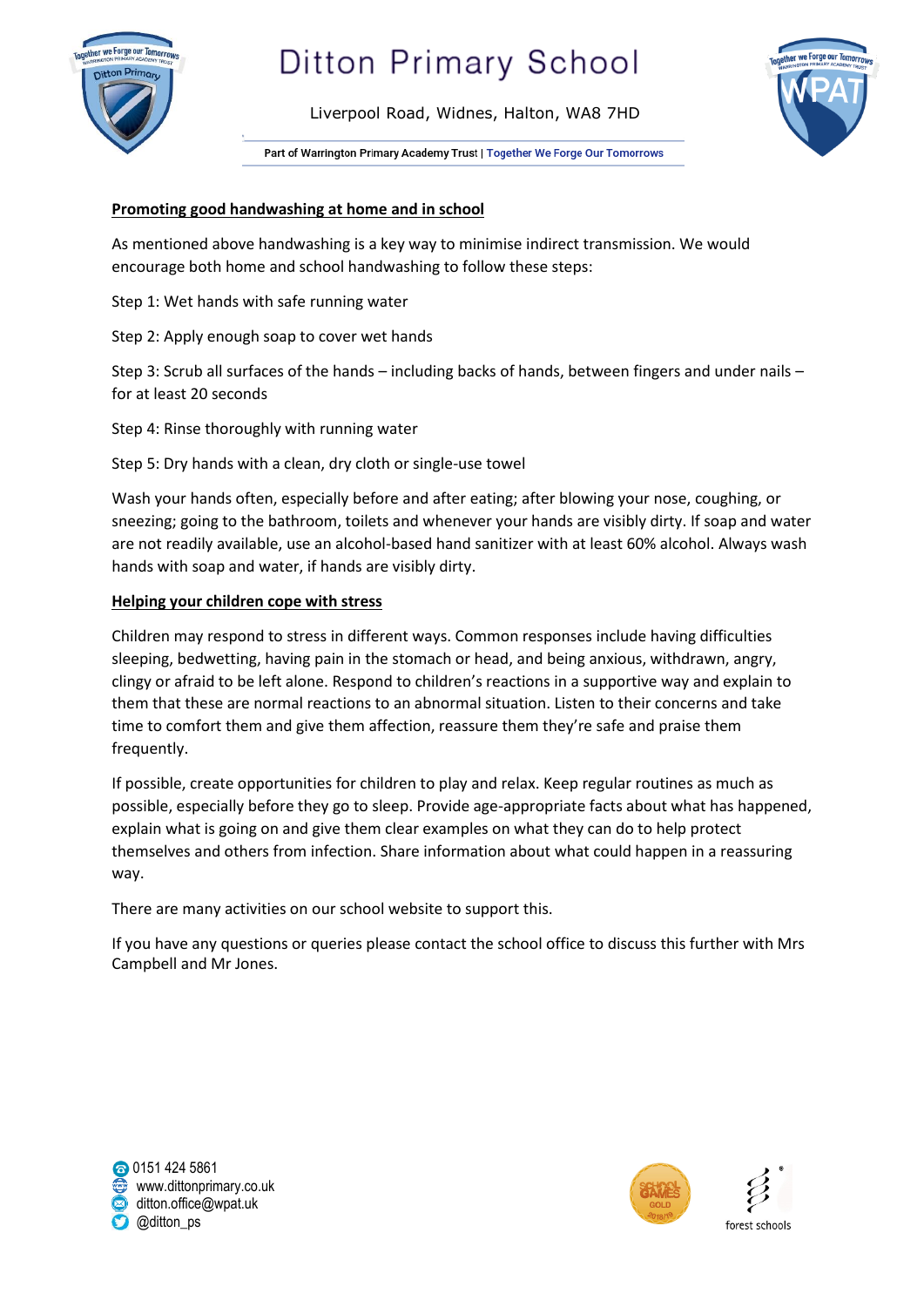## Promoting good handwashing at home and in school

As mentioned above handwashing is a key way to minimise indirect transmission. We would encourage both home and school handwashing to follow these steps:

Step 1: Wet hands with safe running water

Step 2: Apply enough soap to cover wet hands

Step 3: Scrub all surfaces of the hands – including backs of hands, between fingers and under nails – for at least 20 seconds

Step 4: Rinse thoroughly with running water

Step 5: Dry hands with a clean, dry cloth or single-use towel

Wash your hands often, especially before and after eating; after blowing your nose, coughing, or sneezing; going to the bathroom, toilets and whenever your hands are visibly dirty. If soap and water are not readily available, use an alcohol-based hand sanitizer with at least 60% alcohol. Always wash hands with soap and water, if hands are visibly dirty.

## Helping your children cope with stress

Children may respond to stress in different ways. Common responses include having difficulties sleeping, bedwetting, having pain in the stomach or head, and being anxious, withdrawn, angry, clingy or afraid to be left alone. Respond to children's reactions in a supportive way and explain to them that these are normal reactions to an abnormal situation. Listen to their concerns and take time to comfort them and give them affection, reassure them they're safe and praise them frequently.

If possible, create opportunities for children to play and relax. Keep regular routines as much as possible, especially before they go to sleep. Provide age-appropriate facts about what has happened, explain what is going on and give them clear examples on what they can do to help protect themselves and others from infection. Share information about what could happen in a reassuring way.

There are many activities on our school website to support this.

If you have any questions or queries please contact the school office to discuss this further with Mrs Campbell and Mr Jones.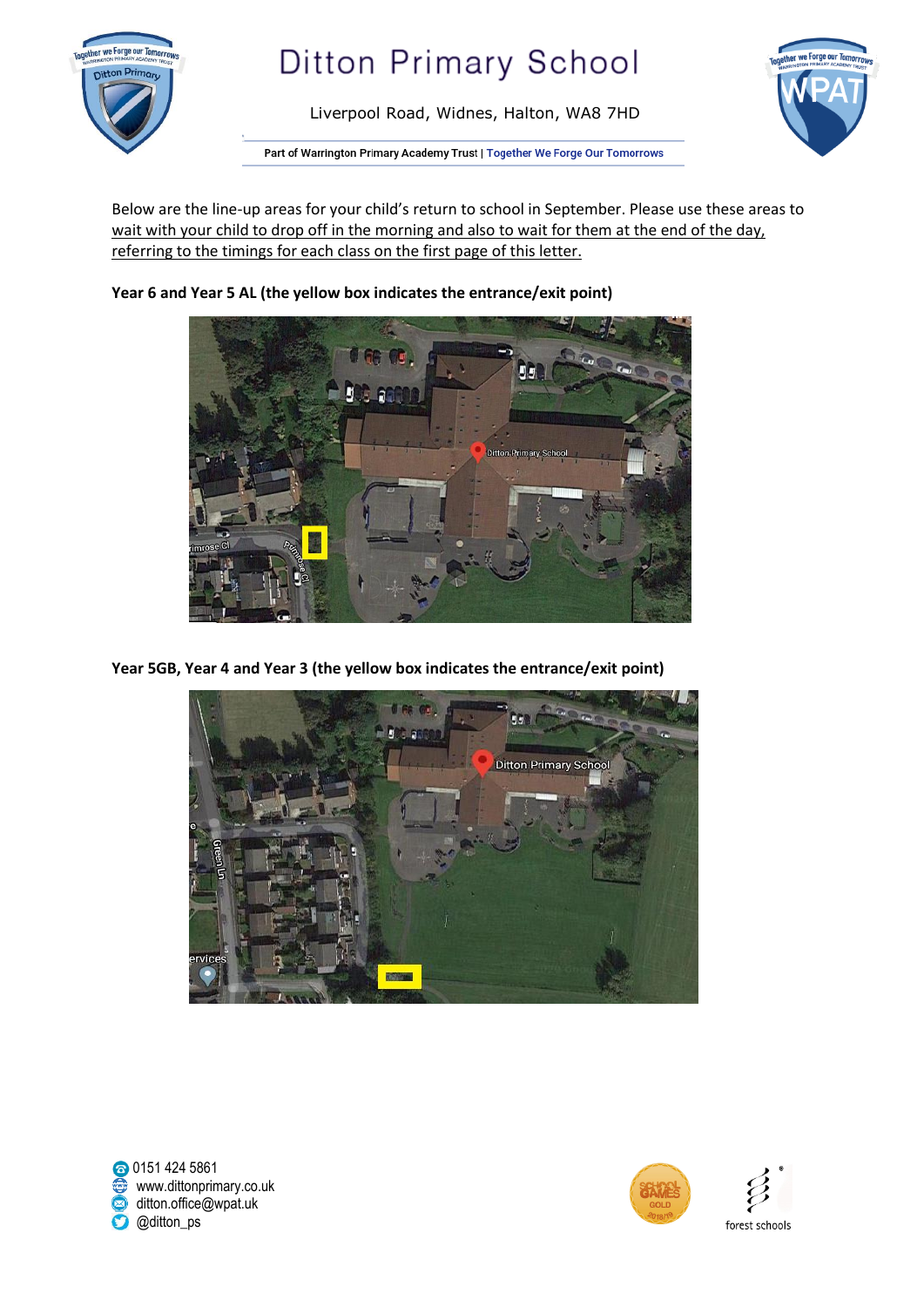# Ditton Primary School

Liverpool Road, Widnes, Halton, WA8 7HD

Part of Warrington Primary Academy Trust | Together We Forge Our Tomorrows

Below are the line-up areas for your child's return to school in September. Please use these areas to wait with your child to drop off in the morning and also to wait for them at the end of the day, referring to the timings for each class on the first page of this letter.

**Year 6 and Year 5 AL (the yellow box indicates the entrance/exit point)**

**Year 5GB, Year 4 and Year 3 (the yellow box indicates the entrance/exit point)**

0151 424 5861
www.dittonprimary.co.uk
ditton.office@wpat.uk
@ditton_ps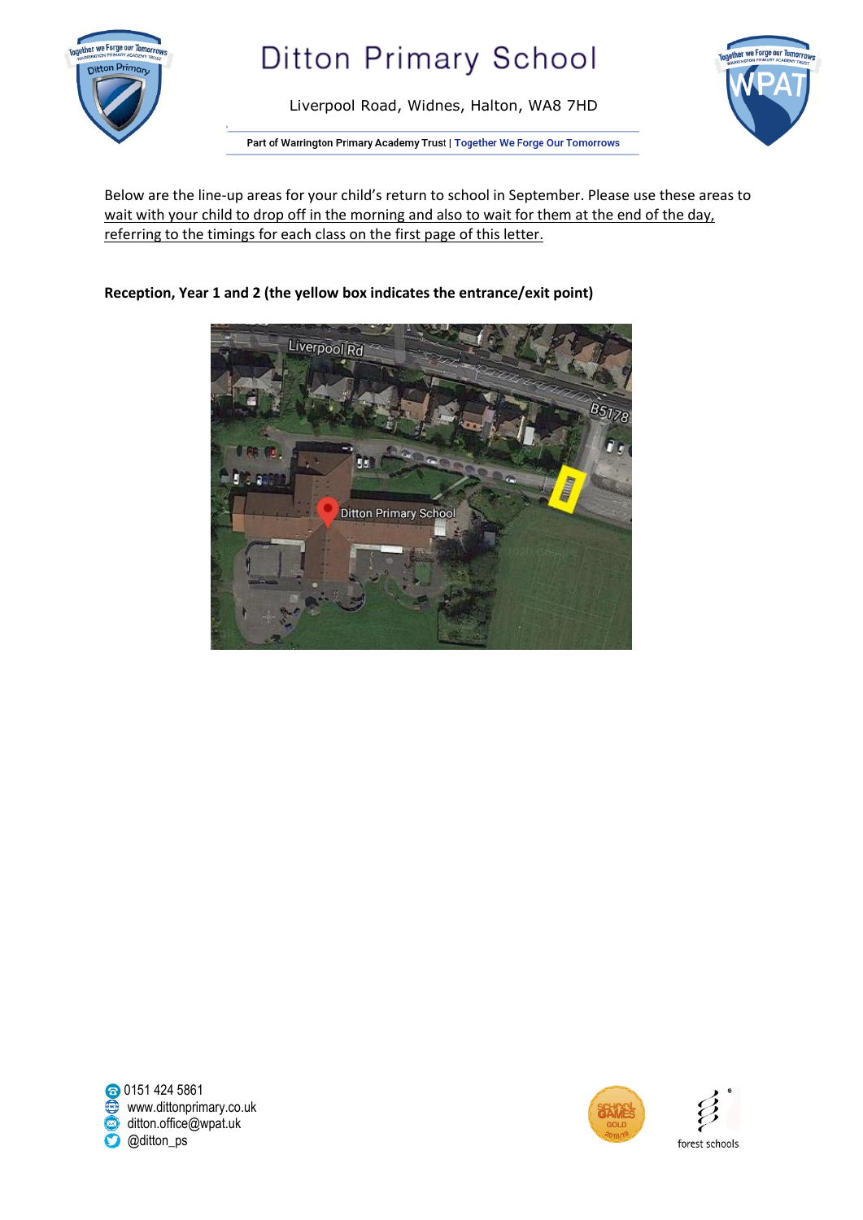# Ditton Primary School

Liverpool Road, Widnes, Halton, WA8 7HD

Part of Warrington Primary Academy Trust | Together We Forge Our Tomorrows

Below are the line-up areas for your child's return to school in September. Please use these areas to wait with your child to drop off in the morning and also to wait for them at the end of the day, referring to the timings for each class on the first page of this letter.

**Reception, Year 1 and 2 (the yellow box indicates the entrance/exit point)**

Liverpool Rd

B5178

Ditton Primary School

0151 424 5861
www.dittonprimary.co.uk
ditton.office@wpat.uk
@ditton_ps